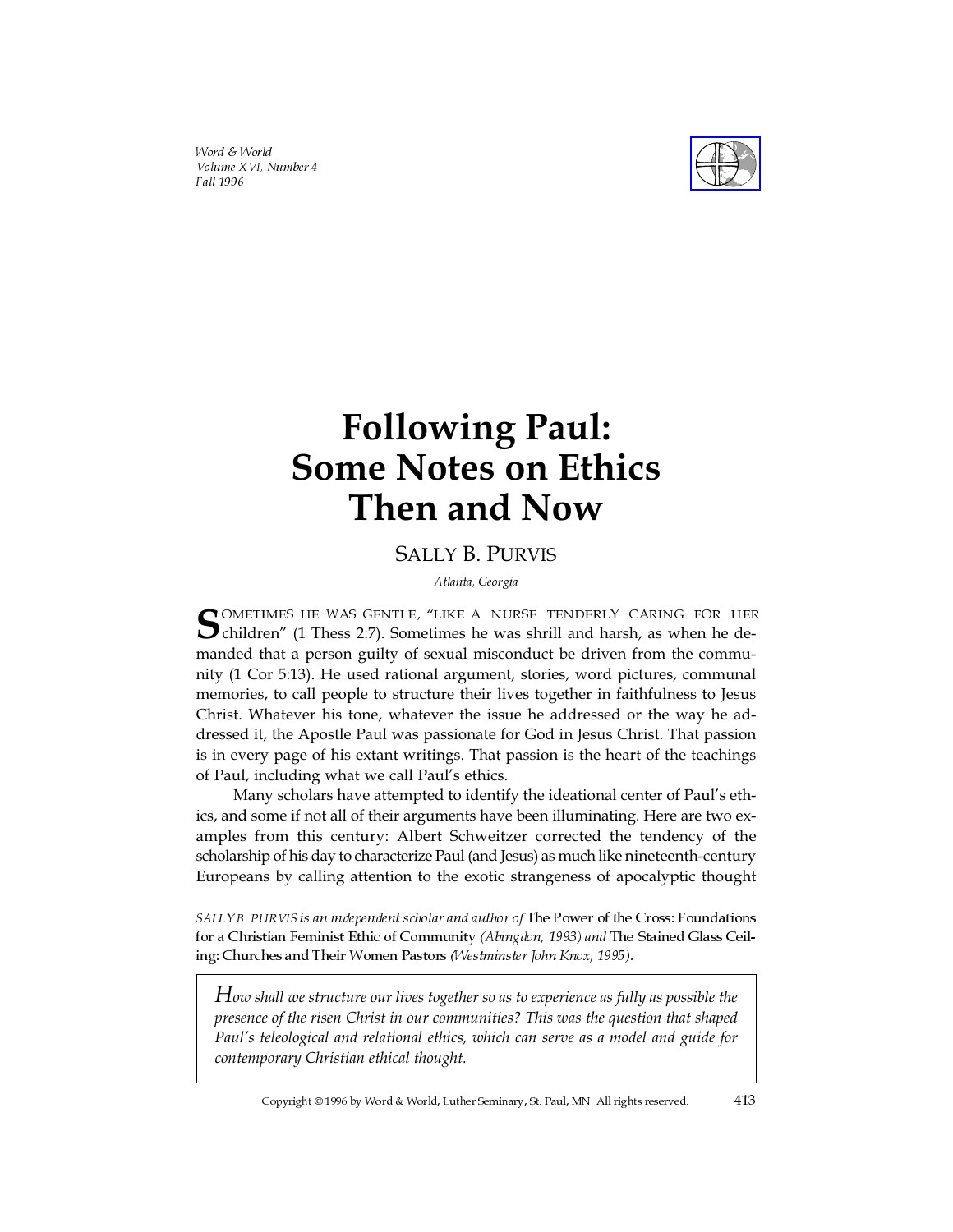# Following Paul: Some Notes on Ethics Then and Now

## SALLY B. PURVIS

*Atlanta, Georgia*

SOMETIMES HE WAS GENTLE, "LIKE A NURSE TENDERLY CARING FOR HER children" (1 Thess 2:7). Sometimes he was shrill and harsh, as when he demanded that a person guilty of sexual misconduct be driven from the community (1 Cor 5:13). He used rational argument, stories, word pictures, communal memories, to call people to structure their lives together in faithfulness to Jesus Christ. Whatever his tone, whatever the issue he addressed or the way he addressed it, the Apostle Paul was passionate for God in Jesus Christ. That passion is in every page of his extant writings. That passion is the heart of the teachings of Paul, including what we call Paul's ethics.

Many scholars have attempted to identify the ideational center of Paul's ethics, and some if not all of their arguments have been illuminating. Here are two examples from this century: Albert Schweitzer corrected the tendency of the scholarship of his day to characterize Paul (and Jesus) as much like nineteenth-century Europeans by calling attention to the exotic strangeness of apocalyptic thought

*SALLY B. PURVIS is an independent scholar and author of* The Power of the Cross: Foundations for a Christian Feminist Ethic of Community *(Abingdon, 1993) and* The Stained Glass Ceiling: Churches and Their Women Pastors *(Westminster John Knox, 1995).*

> *How shall we structure our lives together so as to experience as fully as possible the presence of the risen Christ in our communities? This was the question that shaped Paul's teleological and relational ethics, which can serve as a model and guide for contemporary Christian ethical thought.*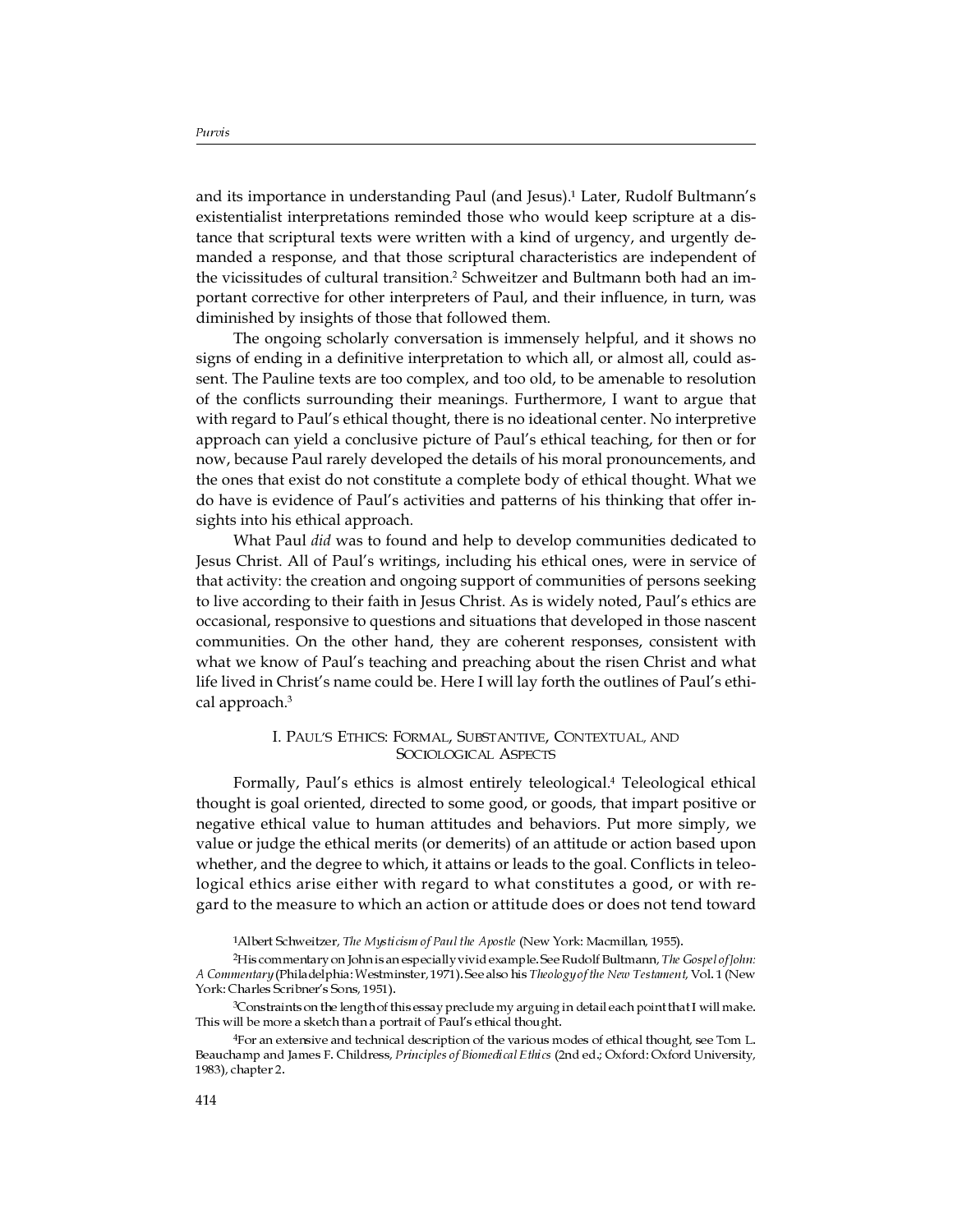and its importance in understanding Paul (and Jesus).[1] Later, Rudolf Bultmann's existentialist interpretations reminded those who would keep scripture at a distance that scriptural texts were written with a kind of urgency, and urgently demanded a response, and that those scriptural characteristics are independent of the vicissitudes of cultural transition.[2] Schweitzer and Bultmann both had an important corrective for other interpreters of Paul, and their influence, in turn, was diminished by insights of those that followed them.

The ongoing scholarly conversation is immensely helpful, and it shows no signs of ending in a definitive interpretation to which all, or almost all, could assent. The Pauline texts are too complex, and too old, to be amenable to resolution of the conflicts surrounding their meanings. Furthermore, I want to argue that with regard to Paul's ethical thought, there is no ideational center. No interpretive approach can yield a conclusive picture of Paul's ethical teaching, for then or for now, because Paul rarely developed the details of his moral pronouncements, and the ones that exist do not constitute a complete body of ethical thought. What we do have is evidence of Paul's activities and patterns of his thinking that offer insights into his ethical approach.

What Paul *did* was to found and help to develop communities dedicated to Jesus Christ. All of Paul's writings, including his ethical ones, were in service of that activity: the creation and ongoing support of communities of persons seeking to live according to their faith in Jesus Christ. As is widely noted, Paul's ethics are occasional, responsive to questions and situations that developed in those nascent communities. On the other hand, they are coherent responses, consistent with what we know of Paul's teaching and preaching about the risen Christ and what life lived in Christ's name could be. Here I will lay forth the outlines of Paul's ethical approach.[3]

## I. Paul's Ethics: Formal, Substantive, Contextual, and Sociological Aspects

Formally, Paul's ethics is almost entirely teleological.[4] Teleological ethical thought is goal oriented, directed to some good, or goods, that impart positive or negative ethical value to human attitudes and behaviors. Put more simply, we value or judge the ethical merits (or demerits) of an attitude or action based upon whether, and the degree to which, it attains or leads to the goal. Conflicts in teleological ethics arise either with regard to what constitutes a good, or with regard to the measure to which an action or attitude does or does not tend toward

[1] Albert Schweitzer, *The Mysticism of Paul the Apostle* (New York: Macmillan, 1955).

[2] His commentary on John is an especially vivid example. See Rudolf Bultmann, *The Gospel of John: A Commentary* (Philadelphia: Westminster, 1971). See also his *Theology of the New Testament*, Vol. 1 (New York: Charles Scribner's Sons, 1951).

[3] Constraints on the length of this essay preclude my arguing in detail each point that I will make. This will be more a sketch than a portrait of Paul's ethical thought.

[4] For an extensive and technical description of the various modes of ethical thought, see Tom L. Beauchamp and James F. Childress, *Principles of Biomedical Ethics* (2nd ed.; Oxford: Oxford University, 1983), chapter 2.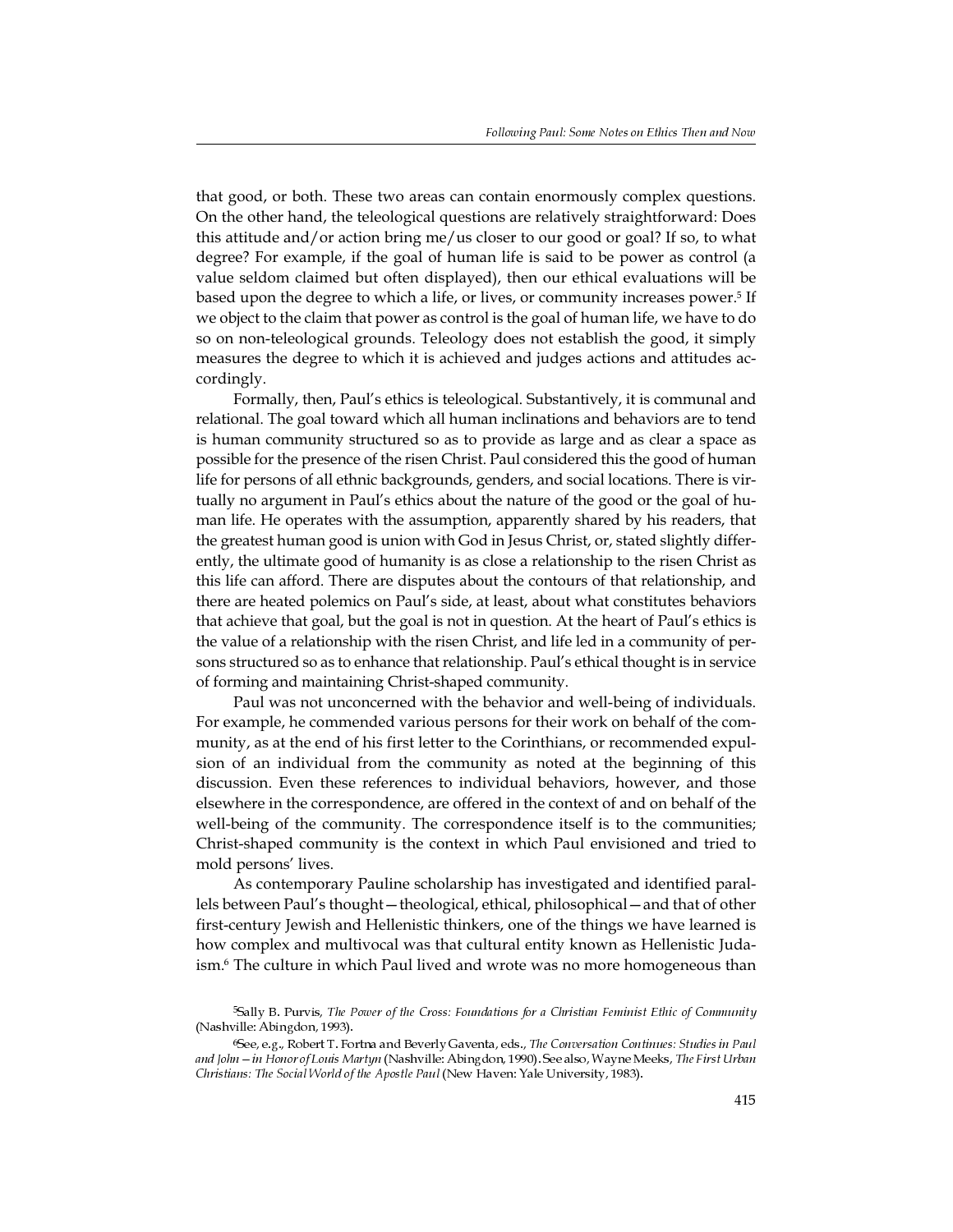that good, or both. These two areas can contain enormously complex questions. On the other hand, the teleological questions are relatively straightforward: Does this attitude and/or action bring me/us closer to our good or goal? If so, to what degree? For example, if the goal of human life is said to be power as control (a value seldom claimed but often displayed), then our ethical evaluations will be based upon the degree to which a life, or lives, or community increases power.[5] If we object to the claim that power as control is the goal of human life, we have to do so on non-teleological grounds. Teleology does not establish the good, it simply measures the degree to which it is achieved and judges actions and attitudes accordingly.

Formally, then, Paul's ethics is teleological. Substantively, it is communal and relational. The goal toward which all human inclinations and behaviors are to tend is human community structured so as to provide as large and as clear a space as possible for the presence of the risen Christ. Paul considered this the good of human life for persons of all ethnic backgrounds, genders, and social locations. There is virtually no argument in Paul's ethics about the nature of the good or the goal of human life. He operates with the assumption, apparently shared by his readers, that the greatest human good is union with God in Jesus Christ, or, stated slightly differently, the ultimate good of humanity is as close a relationship to the risen Christ as this life can afford. There are disputes about the contours of that relationship, and there are heated polemics on Paul's side, at least, about what constitutes behaviors that achieve that goal, but the goal is not in question. At the heart of Paul's ethics is the value of a relationship with the risen Christ, and life led in a community of persons structured so as to enhance that relationship. Paul's ethical thought is in service of forming and maintaining Christ-shaped community.

Paul was not unconcerned with the behavior and well-being of individuals. For example, he commended various persons for their work on behalf of the community, as at the end of his first letter to the Corinthians, or recommended expulsion of an individual from the community as noted at the beginning of this discussion. Even these references to individual behaviors, however, and those elsewhere in the correspondence, are offered in the context of and on behalf of the well-being of the community. The correspondence itself is to the communities; Christ-shaped community is the context in which Paul envisioned and tried to mold persons' lives.

As contemporary Pauline scholarship has investigated and identified parallels between Paul's thought—theological, ethical, philosophical—and that of other first-century Jewish and Hellenistic thinkers, one of the things we have learned is how complex and multivocal was that cultural entity known as Hellenistic Judaism.[6] The culture in which Paul lived and wrote was no more homogeneous than

[5] Sally B. Purvis, *The Power of the Cross: Foundations for a Christian Feminist Ethic of Community* (Nashville: Abingdon, 1993).

[6] See, e.g., Robert T. Fortna and Beverly Gaventa, eds., *The Conversation Continues: Studies in Paul and John—in Honor of Louis Martyn* (Nashville: Abingdon, 1990). See also, Wayne Meeks, *The First Urban Christians: The Social World of the Apostle Paul* (New Haven: Yale University, 1983).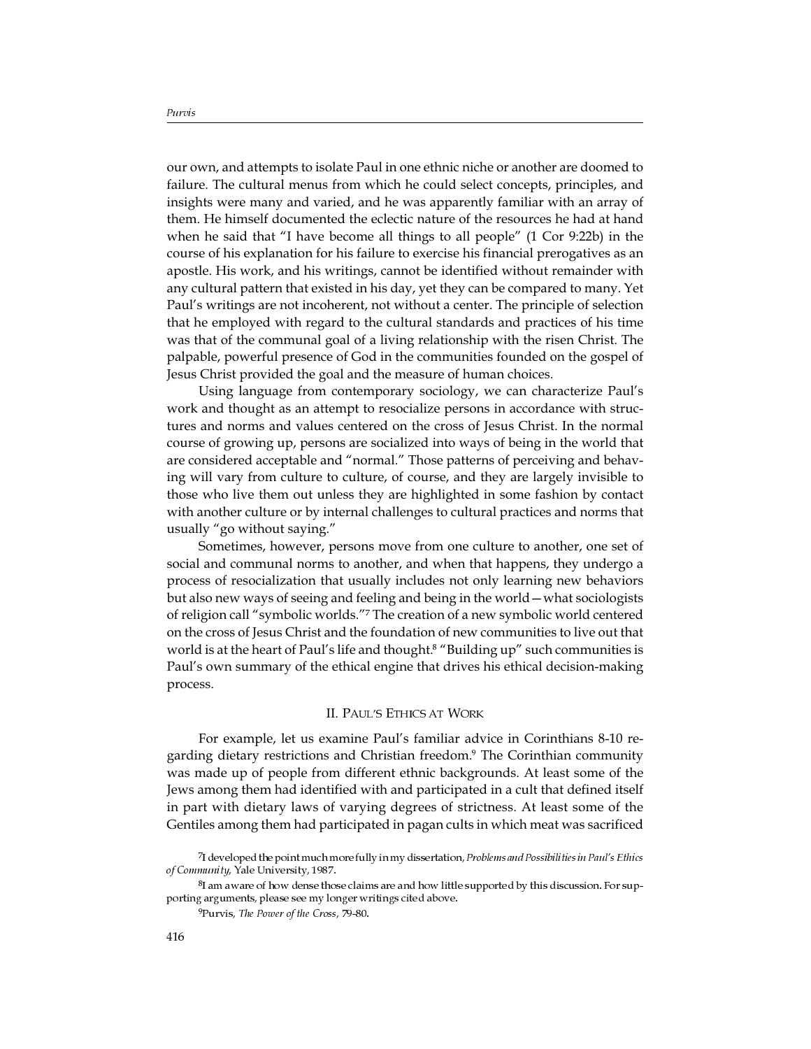our own, and attempts to isolate Paul in one ethnic niche or another are doomed to failure. The cultural menus from which he could select concepts, principles, and insights were many and varied, and he was apparently familiar with an array of them. He himself documented the eclectic nature of the resources he had at hand when he said that "I have become all things to all people" (1 Cor 9:22b) in the course of his explanation for his failure to exercise his financial prerogatives as an apostle. His work, and his writings, cannot be identified without remainder with any cultural pattern that existed in his day, yet they can be compared to many. Yet Paul's writings are not incoherent, not without a center. The principle of selection that he employed with regard to the cultural standards and practices of his time was that of the communal goal of a living relationship with the risen Christ. The palpable, powerful presence of God in the communities founded on the gospel of Jesus Christ provided the goal and the measure of human choices.

Using language from contemporary sociology, we can characterize Paul's work and thought as an attempt to resocialize persons in accordance with structures and norms and values centered on the cross of Jesus Christ. In the normal course of growing up, persons are socialized into ways of being in the world that are considered acceptable and "normal." Those patterns of perceiving and behaving will vary from culture to culture, of course, and they are largely invisible to those who live them out unless they are highlighted in some fashion by contact with another culture or by internal challenges to cultural practices and norms that usually "go without saying."

Sometimes, however, persons move from one culture to another, one set of social and communal norms to another, and when that happens, they undergo a process of resocialization that usually includes not only learning new behaviors but also new ways of seeing and feeling and being in the world—what sociologists of religion call "symbolic worlds."[7] The creation of a new symbolic world centered on the cross of Jesus Christ and the foundation of new communities to live out that world is at the heart of Paul's life and thought.[8] "Building up" such communities is Paul's own summary of the ethical engine that drives his ethical decision-making process.

## II. Paul's Ethics at Work

For example, let us examine Paul's familiar advice in Corinthians 8-10 regarding dietary restrictions and Christian freedom.[9] The Corinthian community was made up of people from different ethnic backgrounds. At least some of the Jews among them had identified with and participated in a cult that defined itself in part with dietary laws of varying degrees of strictness. At least some of the Gentiles among them had participated in pagan cults in which meat was sacrificed

[7] I developed the point much more fully in my dissertation, *Problems and Possibilities in Paul's Ethics of Community*, Yale University, 1987.

[8] I am aware of how dense those claims are and how little supported by this discussion. For supporting arguments, please see my longer writings cited above.

[9] Purvis, *The Power of the Cross*, 79-80.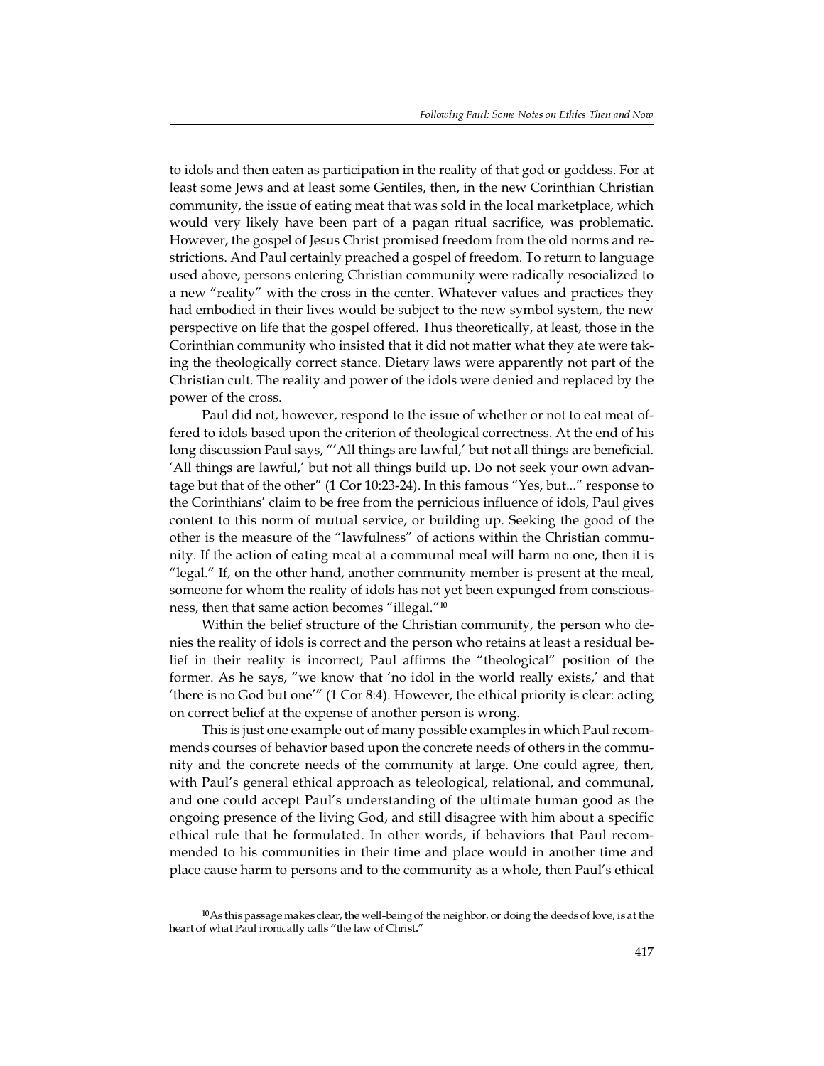to idols and then eaten as participation in the reality of that god or goddess. For at least some Jews and at least some Gentiles, then, in the new Corinthian Christian community, the issue of eating meat that was sold in the local marketplace, which would very likely have been part of a pagan ritual sacrifice, was problematic. However, the gospel of Jesus Christ promised freedom from the old norms and restrictions. And Paul certainly preached a gospel of freedom. To return to language used above, persons entering Christian community were radically resocialized to a new "reality" with the cross in the center. Whatever values and practices they had embodied in their lives would be subject to the new symbol system, the new perspective on life that the gospel offered. Thus theoretically, at least, those in the Corinthian community who insisted that it did not matter what they ate were taking the theologically correct stance. Dietary laws were apparently not part of the Christian cult. The reality and power of the idols were denied and replaced by the power of the cross.

Paul did not, however, respond to the issue of whether or not to eat meat offered to idols based upon the criterion of theological correctness. At the end of his long discussion Paul says, "'All things are lawful,' but not all things are beneficial. 'All things are lawful,' but not all things build up. Do not seek your own advantage but that of the other" (1 Cor 10:23-24). In this famous "Yes, but..." response to the Corinthians' claim to be free from the pernicious influence of idols, Paul gives content to this norm of mutual service, or building up. Seeking the good of the other is the measure of the "lawfulness" of actions within the Christian community. If the action of eating meat at a communal meal will harm no one, then it is "legal." If, on the other hand, another community member is present at the meal, someone for whom the reality of idols has not yet been expunged from consciousness, then that same action becomes "illegal."[10]

Within the belief structure of the Christian community, the person who denies the reality of idols is correct and the person who retains at least a residual belief in their reality is incorrect; Paul affirms the "theological" position of the former. As he says, "we know that 'no idol in the world really exists,' and that 'there is no God but one'" (1 Cor 8:4). However, the ethical priority is clear: acting on correct belief at the expense of another person is wrong.

This is just one example out of many possible examples in which Paul recommends courses of behavior based upon the concrete needs of others in the community and the concrete needs of the community at large. One could agree, then, with Paul's general ethical approach as teleological, relational, and communal, and one could accept Paul's understanding of the ultimate human good as the ongoing presence of the living God, and still disagree with him about a specific ethical rule that he formulated. In other words, if behaviors that Paul recommended to his communities in their time and place would in another time and place cause harm to persons and to the community as a whole, then Paul's ethical

[10] As this passage makes clear, the well-being of the neighbor, or doing the deeds of love, is at the heart of what Paul ironically calls "the law of Christ."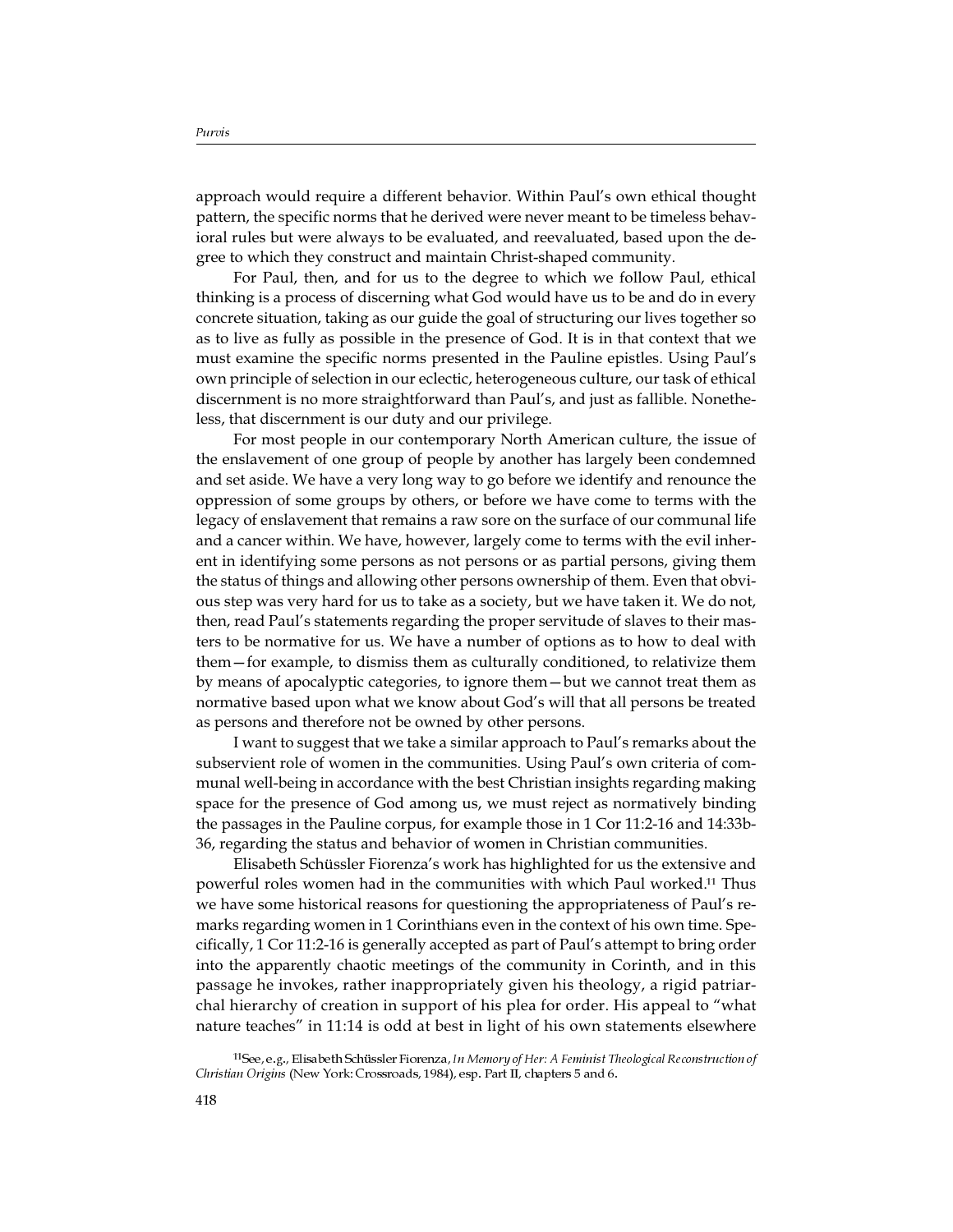approach would require a different behavior. Within Paul's own ethical thought pattern, the specific norms that he derived were never meant to be timeless behavioral rules but were always to be evaluated, and reevaluated, based upon the degree to which they construct and maintain Christ-shaped community.

For Paul, then, and for us to the degree to which we follow Paul, ethical thinking is a process of discerning what God would have us to be and do in every concrete situation, taking as our guide the goal of structuring our lives together so as to live as fully as possible in the presence of God. It is in that context that we must examine the specific norms presented in the Pauline epistles. Using Paul's own principle of selection in our eclectic, heterogeneous culture, our task of ethical discernment is no more straightforward than Paul's, and just as fallible. Nonetheless, that discernment is our duty and our privilege.

For most people in our contemporary North American culture, the issue of the enslavement of one group of people by another has largely been condemned and set aside. We have a very long way to go before we identify and renounce the oppression of some groups by others, or before we have come to terms with the legacy of enslavement that remains a raw sore on the surface of our communal life and a cancer within. We have, however, largely come to terms with the evil inherent in identifying some persons as not persons or as partial persons, giving them the status of things and allowing other persons ownership of them. Even that obvious step was very hard for us to take as a society, but we have taken it. We do not, then, read Paul's statements regarding the proper servitude of slaves to their masters to be normative for us. We have a number of options as to how to deal with them—for example, to dismiss them as culturally conditioned, to relativize them by means of apocalyptic categories, to ignore them—but we cannot treat them as normative based upon what we know about God's will that all persons be treated as persons and therefore not be owned by other persons.

I want to suggest that we take a similar approach to Paul's remarks about the subservient role of women in the communities. Using Paul's own criteria of communal well-being in accordance with the best Christian insights regarding making space for the presence of God among us, we must reject as normatively binding the passages in the Pauline corpus, for example those in 1 Cor 11:2-16 and 14:33b-36, regarding the status and behavior of women in Christian communities.

Elisabeth Schüssler Fiorenza's work has highlighted for us the extensive and powerful roles women had in the communities with which Paul worked.[11] Thus we have some historical reasons for questioning the appropriateness of Paul's remarks regarding women in 1 Corinthians even in the context of his own time. Specifically, 1 Cor 11:2-16 is generally accepted as part of Paul's attempt to bring order into the apparently chaotic meetings of the community in Corinth, and in this passage he invokes, rather inappropriately given his theology, a rigid patriarchal hierarchy of creation in support of his plea for order. His appeal to "what nature teaches" in 11:14 is odd at best in light of his own statements elsewhere

[11] See, e.g., Elisabeth Schüssler Fiorenza, *In Memory of Her: A Feminist Theological Reconstruction of Christian Origins* (New York: Crossroads, 1984), esp. Part II, chapters 5 and 6.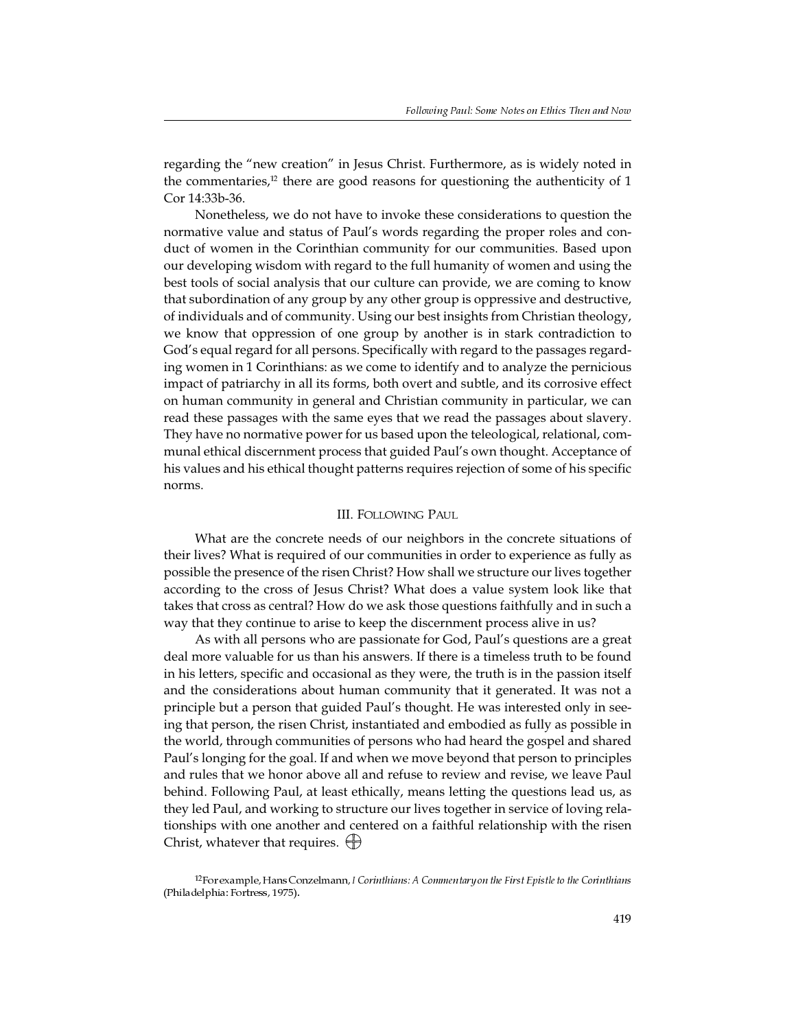regarding the "new creation" in Jesus Christ. Furthermore, as is widely noted in the commentaries,[12] there are good reasons for questioning the authenticity of 1 Cor 14:33b-36.

Nonetheless, we do not have to invoke these considerations to question the normative value and status of Paul's words regarding the proper roles and conduct of women in the Corinthian community for our communities. Based upon our developing wisdom with regard to the full humanity of women and using the best tools of social analysis that our culture can provide, we are coming to know that subordination of any group by any other group is oppressive and destructive, of individuals and of community. Using our best insights from Christian theology, we know that oppression of one group by another is in stark contradiction to God's equal regard for all persons. Specifically with regard to the passages regarding women in 1 Corinthians: as we come to identify and to analyze the pernicious impact of patriarchy in all its forms, both overt and subtle, and its corrosive effect on human community in general and Christian community in particular, we can read these passages with the same eyes that we read the passages about slavery. They have no normative power for us based upon the teleological, relational, communal ethical discernment process that guided Paul's own thought. Acceptance of his values and his ethical thought patterns requires rejection of some of his specific norms.

## III. Following Paul

What are the concrete needs of our neighbors in the concrete situations of their lives? What is required of our communities in order to experience as fully as possible the presence of the risen Christ? How shall we structure our lives together according to the cross of Jesus Christ? What does a value system look like that takes that cross as central? How do we ask those questions faithfully and in such a way that they continue to arise to keep the discernment process alive in us?

As with all persons who are passionate for God, Paul's questions are a great deal more valuable for us than his answers. If there is a timeless truth to be found in his letters, specific and occasional as they were, the truth is in the passion itself and the considerations about human community that it generated. It was not a principle but a person that guided Paul's thought. He was interested only in seeing that person, the risen Christ, instantiated and embodied as fully as possible in the world, through communities of persons who had heard the gospel and shared Paul's longing for the goal. If and when we move beyond that person to principles and rules that we honor above all and refuse to review and revise, we leave Paul behind. Following Paul, at least ethically, means letting the questions lead us, as they led Paul, and working to structure our lives together in service of loving relationships with one another and centered on a faithful relationship with the risen Christ, whatever that requires. ⊕

[12] For example, Hans Conzelmann, *1 Corinthians: A Commentary on the First Epistle to the Corinthians* (Philadelphia: Fortress, 1975).